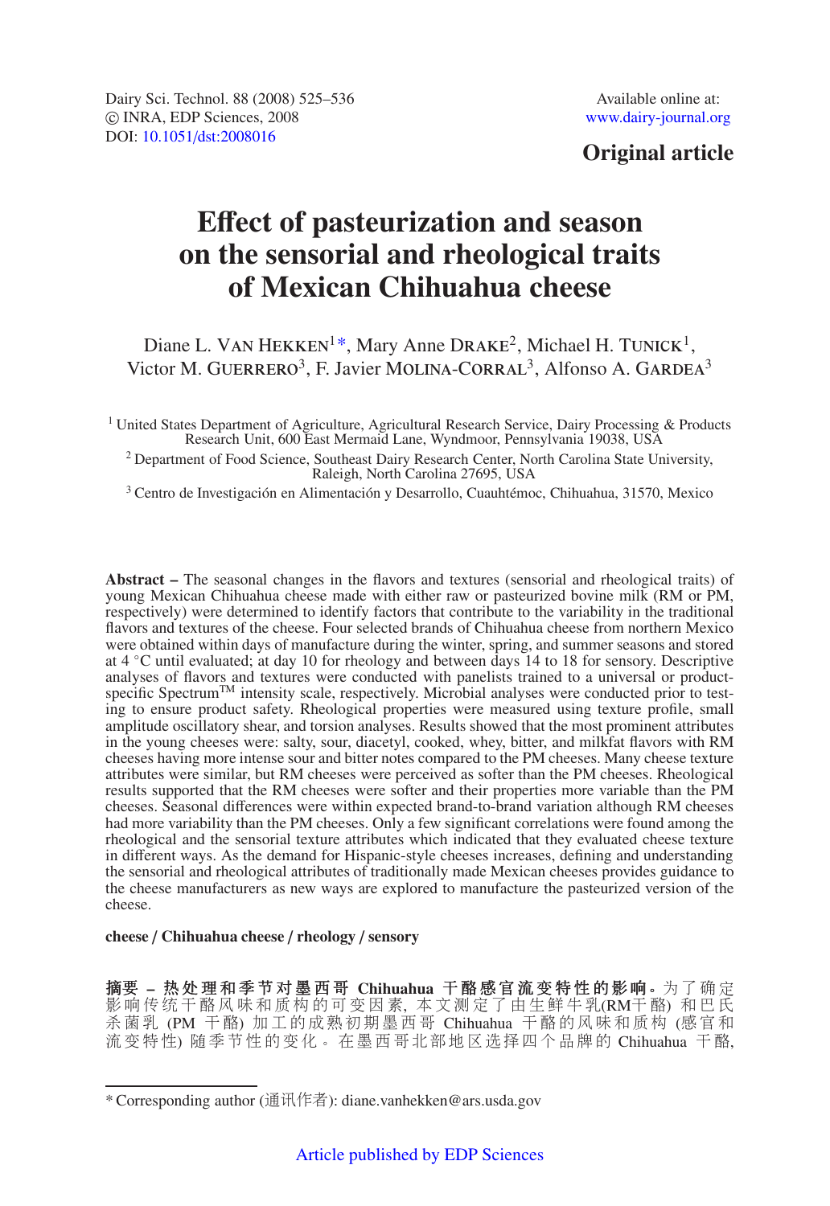Dairy Sci. Technol. 88 (2008) 525–536
© INRA, EDP Sciences, 2008
DOI: 10.1051/dst:2008016

Available online at:
www.dairy-journal.org

**Original article**

# Effect of pasteurization and season on the sensorial and rheological traits of Mexican Chihuahua cheese

Diane L. Van Hekken[1]*, Mary Anne Drake[2], Michael H. Tunick[1], Victor M. Guerrero[3], F. Javier Molina-Corral[3], Alfonso A. Gardea[3]

[1] United States Department of Agriculture, Agricultural Research Service, Dairy Processing & Products Research Unit, 600 East Mermaid Lane, Wyndmoor, Pennsylvania 19038, USA

[2] Department of Food Science, Southeast Dairy Research Center, North Carolina State University, Raleigh, North Carolina 27695, USA

[3] Centro de Investigación en Alimentación y Desarrollo, Cuauhtémoc, Chihuahua, 31570, Mexico

**Abstract –** The seasonal changes in the flavors and textures (sensorial and rheological traits) of young Mexican Chihuahua cheese made with either raw or pasteurized bovine milk (RM or PM, respectively) were determined to identify factors that contribute to the variability in the traditional flavors and textures of the cheese. Four selected brands of Chihuahua cheese from northern Mexico were obtained within days of manufacture during the winter, spring, and summer seasons and stored at 4 °C until evaluated; at day 10 for rheology and between days 14 to 18 for sensory. Descriptive analyses of flavors and textures were conducted with panelists trained to a universal or product-specific Spectrum™ intensity scale, respectively. Microbial analyses were conducted prior to testing to ensure product safety. Rheological properties were measured using texture profile, small amplitude oscillatory shear, and torsion analyses. Results showed that the most prominent attributes in the young cheeses were: salty, sour, diacetyl, cooked, whey, bitter, and milkfat flavors with RM cheeses having more intense sour and bitter notes compared to the PM cheeses. Many cheese texture attributes were similar, but RM cheeses were perceived as softer than the PM cheeses. Rheological results supported that the RM cheeses were softer and their properties more variable than the PM cheeses. Seasonal differences were within expected brand-to-brand variation although RM cheeses had more variability than the PM cheeses. Only a few significant correlations were found among the rheological and the sensorial texture attributes which indicated that they evaluated cheese texture in different ways. As the demand for Hispanic-style cheeses increases, defining and understanding the sensorial and rheological attributes of traditionally made Mexican cheeses provides guidance to the cheese manufacturers as new ways are explored to manufacture the pasteurized version of the cheese.

**cheese / Chihuahua cheese / rheology / sensory**

**摘要 – 热处理和季节对墨西哥 Chihuahua 干酪感官流变特性的影响。**为了确定影响传统干酪风味和质构的可变因素，本文测定了由生鲜牛乳(RM干酪) 和巴氏杀菌乳 (PM 干酪) 加工的成熟初期墨西哥 Chihuahua 干酪的风味和质构 (感官和流变特性) 随季节性的变化。在墨西哥北部地区选择四个品牌的 Chihuahua 干酪,

---

* Corresponding author (通讯作者): diane.vanhekken@ars.usda.gov

Article published by EDP Sciences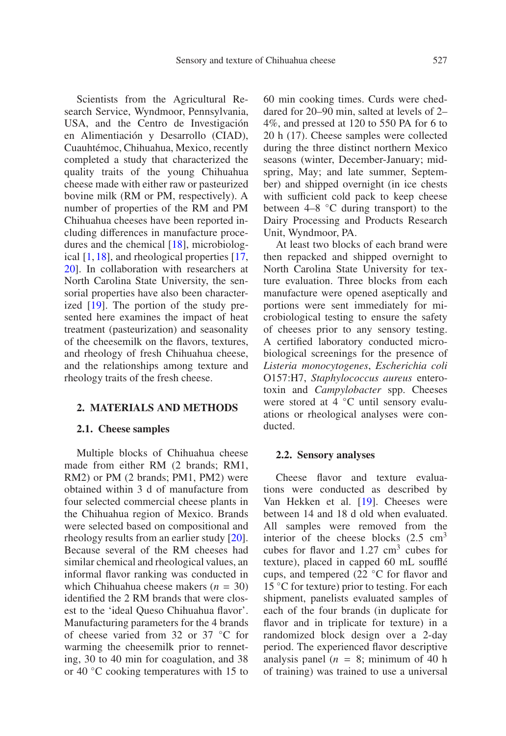Scientists from the Agricultural Research Service, Wyndmoor, Pennsylvania, USA, and the Centro de Investigación en Alimentiación y Desarrollo (CIAD), Cuauhtémoc, Chihuahua, Mexico, recently completed a study that characterized the quality traits of the young Chihuahua cheese made with either raw or pasteurized bovine milk (RM or PM, respectively). A number of properties of the RM and PM Chihuahua cheeses have been reported including differences in manufacture procedures and the chemical [18], microbiological [1, 18], and rheological properties [17, 20]. In collaboration with researchers at North Carolina State University, the sensorial properties have also been characterized [19]. The portion of the study presented here examines the impact of heat treatment (pasteurization) and seasonality of the cheesemilk on the flavors, textures, and rheology of fresh Chihuahua cheese, and the relationships among texture and rheology traits of the fresh cheese.

## 2. MATERIALS AND METHODS

### 2.1. Cheese samples

Multiple blocks of Chihuahua cheese made from either RM (2 brands; RM1, RM2) or PM (2 brands; PM1, PM2) were obtained within 3 d of manufacture from four selected commercial cheese plants in the Chihuahua region of Mexico. Brands were selected based on compositional and rheology results from an earlier study [20]. Because several of the RM cheeses had similar chemical and rheological values, an informal flavor ranking was conducted in which Chihuahua cheese makers ($n$ = 30) identified the 2 RM brands that were closest to the 'ideal Queso Chihuahua flavor'. Manufacturing parameters for the 4 brands of cheese varied from 32 or 37 °C for warming the cheesemilk prior to renneting, 30 to 40 min for coagulation, and 38 or 40 °C cooking temperatures with 15 to 60 min cooking times. Curds were cheddared for 20–90 min, salted at levels of 2–4%, and pressed at 120 to 550 PA for 6 to 20 h (17). Cheese samples were collected during the three distinct northern Mexico seasons (winter, December-January; mid-spring, May; and late summer, September) and shipped overnight (in ice chests with sufficient cold pack to keep cheese between 4–8 °C during transport) to the Dairy Processing and Products Research Unit, Wyndmoor, PA.

At least two blocks of each brand were then repacked and shipped overnight to North Carolina State University for texture evaluation. Three blocks from each manufacture were opened aseptically and portions were sent immediately for microbiological testing to ensure the safety of cheeses prior to any sensory testing. A certified laboratory conducted microbiological screenings for the presence of *Listeria monocytogenes*, *Escherichia coli* O157:H7, *Staphylococcus aureus* enterotoxin and *Campylobacter* spp. Cheeses were stored at 4 °C until sensory evaluations or rheological analyses were conducted.

### 2.2. Sensory analyses

Cheese flavor and texture evaluations were conducted as described by Van Hekken et al. [19]. Cheeses were between 14 and 18 d old when evaluated. All samples were removed from the interior of the cheese blocks (2.5 $cm^3$ cubes for flavor and 1.27 $cm^3$ cubes for texture), placed in capped 60 mL soufflé cups, and tempered (22 °C for flavor and 15 °C for texture) prior to testing. For each shipment, panelists evaluated samples of each of the four brands (in duplicate for flavor and in triplicate for texture) in a randomized block design over a 2-day period. The experienced flavor descriptive analysis panel ($n$ = 8; minimum of 40 h of training) was trained to use a universal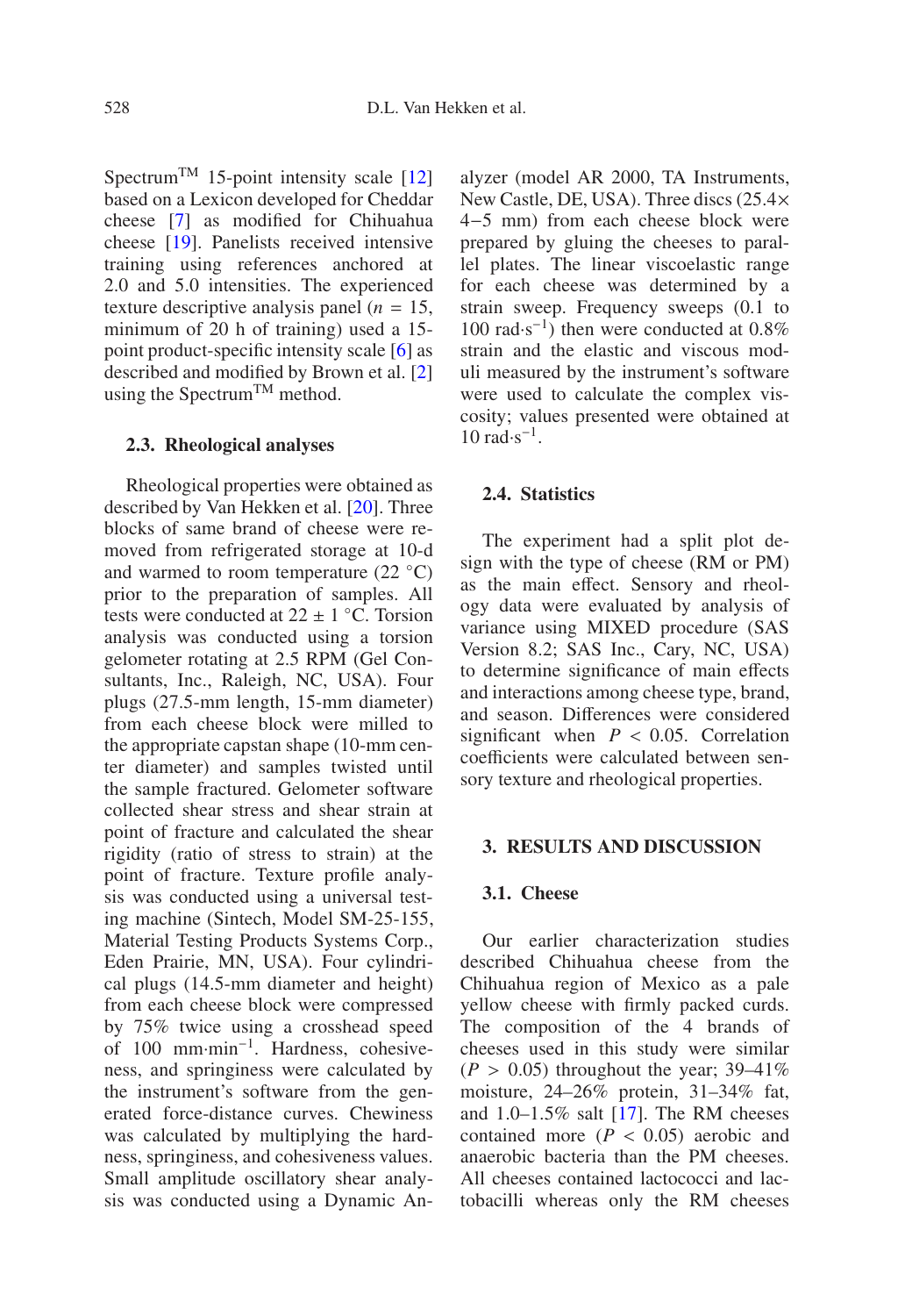Spectrum™ 15-point intensity scale [12] based on a Lexicon developed for Cheddar cheese [7] as modified for Chihuahua cheese [19]. Panelists received intensive training using references anchored at 2.0 and 5.0 intensities. The experienced texture descriptive analysis panel ($n$ = 15, minimum of 20 h of training) used a 15-point product-specific intensity scale [6] as described and modified by Brown et al. [2] using the Spectrum™ method.

### 2.3. Rheological analyses

Rheological properties were obtained as described by Van Hekken et al. [20]. Three blocks of same brand of cheese were removed from refrigerated storage at 10-d and warmed to room temperature (22 °C) prior to the preparation of samples. All tests were conducted at 22 ± 1 °C. Torsion analysis was conducted using a torsion gelometer rotating at 2.5 RPM (Gel Consultants, Inc., Raleigh, NC, USA). Four plugs (27.5-mm length, 15-mm diameter) from each cheese block were milled to the appropriate capstan shape (10-mm center diameter) and samples twisted until the sample fractured. Gelometer software collected shear stress and shear strain at point of fracture and calculated the shear rigidity (ratio of stress to strain) at the point of fracture. Texture profile analysis was conducted using a universal testing machine (Sintech, Model SM-25-155, Material Testing Products Systems Corp., Eden Prairie, MN, USA). Four cylindrical plugs (14.5-mm diameter and height) from each cheese block were compressed by 75% twice using a crosshead speed of 100 mm·min$^{-1}$. Hardness, cohesiveness, and springiness were calculated by the instrument's software from the generated force-distance curves. Chewiness was calculated by multiplying the hardness, springiness, and cohesiveness values. Small amplitude oscillatory shear analysis was conducted using a Dynamic Analyzer (model AR 2000, TA Instruments, New Castle, DE, USA). Three discs (25.4× 4−5 mm) from each cheese block were prepared by gluing the cheeses to parallel plates. The linear viscoelastic range for each cheese was determined by a strain sweep. Frequency sweeps (0.1 to 100 rad·s$^{-1}$) then were conducted at 0.8% strain and the elastic and viscous moduli measured by the instrument's software were used to calculate the complex viscosity; values presented were obtained at 10 rad·s$^{-1}$.

### 2.4. Statistics

The experiment had a split plot design with the type of cheese (RM or PM) as the main effect. Sensory and rheology data were evaluated by analysis of variance using MIXED procedure (SAS Version 8.2; SAS Inc., Cary, NC, USA) to determine significance of main effects and interactions among cheese type, brand, and season. Differences were considered significant when $P$ < 0.05. Correlation coefficients were calculated between sensory texture and rheological properties.

## 3. RESULTS AND DISCUSSION

### 3.1. Cheese

Our earlier characterization studies described Chihuahua cheese from the Chihuahua region of Mexico as a pale yellow cheese with firmly packed curds. The composition of the 4 brands of cheeses used in this study were similar ($P$ > 0.05) throughout the year; 39–41% moisture, 24–26% protein, 31–34% fat, and 1.0–1.5% salt [17]. The RM cheeses contained more ($P$ < 0.05) aerobic and anaerobic bacteria than the PM cheeses. All cheeses contained lactococci and lactobacilli whereas only the RM cheeses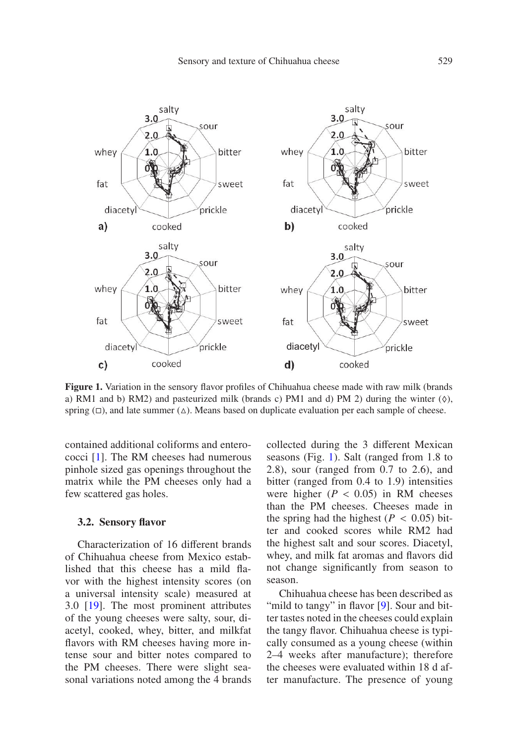Figure 1. Variation in the sensory flavor profiles of Chihuahua cheese made with raw milk (brands a) RM1 and b) RM2) and pasteurized milk (brands c) PM1 and d) PM 2) during the winter (◊), spring (□), and late summer (△). Means based on duplicate evaluation per each sample of cheese.

contained additional coliforms and enterococci [1]. The RM cheeses had numerous pinhole sized gas openings throughout the matrix while the PM cheeses only had a few scattered gas holes.

### 3.2. Sensory flavor

Characterization of 16 different brands of Chihuahua cheese from Mexico established that this cheese has a mild flavor with the highest intensity scores (on a universal intensity scale) measured at 3.0 [19]. The most prominent attributes of the young cheeses were salty, sour, diacetyl, cooked, whey, bitter, and milkfat flavors with RM cheeses having more intense sour and bitter notes compared to the PM cheeses. There were slight seasonal variations noted among the 4 brands collected during the 3 different Mexican seasons (Fig. 1). Salt (ranged from 1.8 to 2.8), sour (ranged from 0.7 to 2.6), and bitter (ranged from 0.4 to 1.9) intensities were higher ($P < 0.05$) in RM cheeses than the PM cheeses. Cheeses made in the spring had the highest ($P < 0.05$) bitter and cooked scores while RM2 had the highest salt and sour scores. Diacetyl, whey, and milk fat aromas and flavors did not change significantly from season to season.

Chihuahua cheese has been described as "mild to tangy" in flavor [9]. Sour and bitter tastes noted in the cheeses could explain the tangy flavor. Chihuahua cheese is typically consumed as a young cheese (within 2–4 weeks after manufacture); therefore the cheeses were evaluated within 18 d after manufacture. The presence of young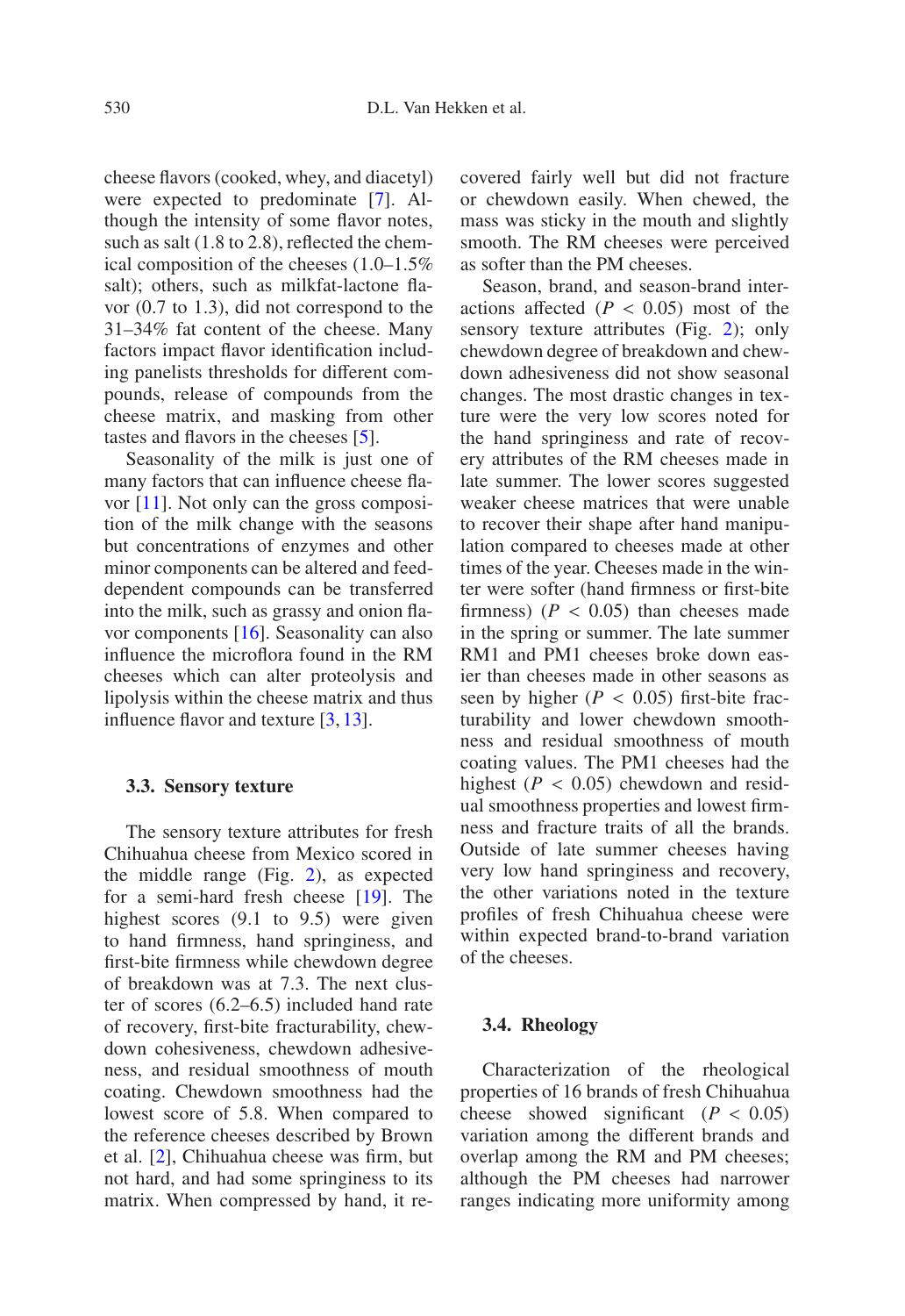cheese flavors (cooked, whey, and diacetyl) were expected to predominate [7]. Although the intensity of some flavor notes, such as salt (1.8 to 2.8), reflected the chemical composition of the cheeses (1.0–1.5% salt); others, such as milkfat-lactone flavor (0.7 to 1.3), did not correspond to the 31–34% fat content of the cheese. Many factors impact flavor identification including panelists thresholds for different compounds, release of compounds from the cheese matrix, and masking from other tastes and flavors in the cheeses [5].

Seasonality of the milk is just one of many factors that can influence cheese flavor [11]. Not only can the gross composition of the milk change with the seasons but concentrations of enzymes and other minor components can be altered and feed-dependent compounds can be transferred into the milk, such as grassy and onion flavor components [16]. Seasonality can also influence the microflora found in the RM cheeses which can alter proteolysis and lipolysis within the cheese matrix and thus influence flavor and texture [3, 13].

### 3.3. Sensory texture

The sensory texture attributes for fresh Chihuahua cheese from Mexico scored in the middle range (Fig. 2), as expected for a semi-hard fresh cheese [19]. The highest scores (9.1 to 9.5) were given to hand firmness, hand springiness, and first-bite firmness while chewdown degree of breakdown was at 7.3. The next cluster of scores (6.2–6.5) included hand rate of recovery, first-bite fracturability, chewdown cohesiveness, chewdown adhesiveness, and residual smoothness of mouth coating. Chewdown smoothness had the lowest score of 5.8. When compared to the reference cheeses described by Brown et al. [2], Chihuahua cheese was firm, but not hard, and had some springiness to its matrix. When compressed by hand, it recovered fairly well but did not fracture or chewdown easily. When chewed, the mass was sticky in the mouth and slightly smooth. The RM cheeses were perceived as softer than the PM cheeses.

Season, brand, and season-brand interactions affected ($P < 0.05$) most of the sensory texture attributes (Fig. 2); only chewdown degree of breakdown and chewdown adhesiveness did not show seasonal changes. The most drastic changes in texture were the very low scores noted for the hand springiness and rate of recovery attributes of the RM cheeses made in late summer. The lower scores suggested weaker cheese matrices that were unable to recover their shape after hand manipulation compared to cheeses made at other times of the year. Cheeses made in the winter were softer (hand firmness or first-bite firmness) ($P < 0.05$) than cheeses made in the spring or summer. The late summer RM1 and PM1 cheeses broke down easier than cheeses made in other seasons as seen by higher ($P < 0.05$) first-bite fracturability and lower chewdown smoothness and residual smoothness of mouth coating values. The PM1 cheeses had the highest ($P < 0.05$) chewdown and residual smoothness properties and lowest firmness and fracture traits of all the brands. Outside of late summer cheeses having very low hand springiness and recovery, the other variations noted in the texture profiles of fresh Chihuahua cheese were within expected brand-to-brand variation of the cheeses.

### 3.4. Rheology

Characterization of the rheological properties of 16 brands of fresh Chihuahua cheese showed significant ($P < 0.05$) variation among the different brands and overlap among the RM and PM cheeses; although the PM cheeses had narrower ranges indicating more uniformity among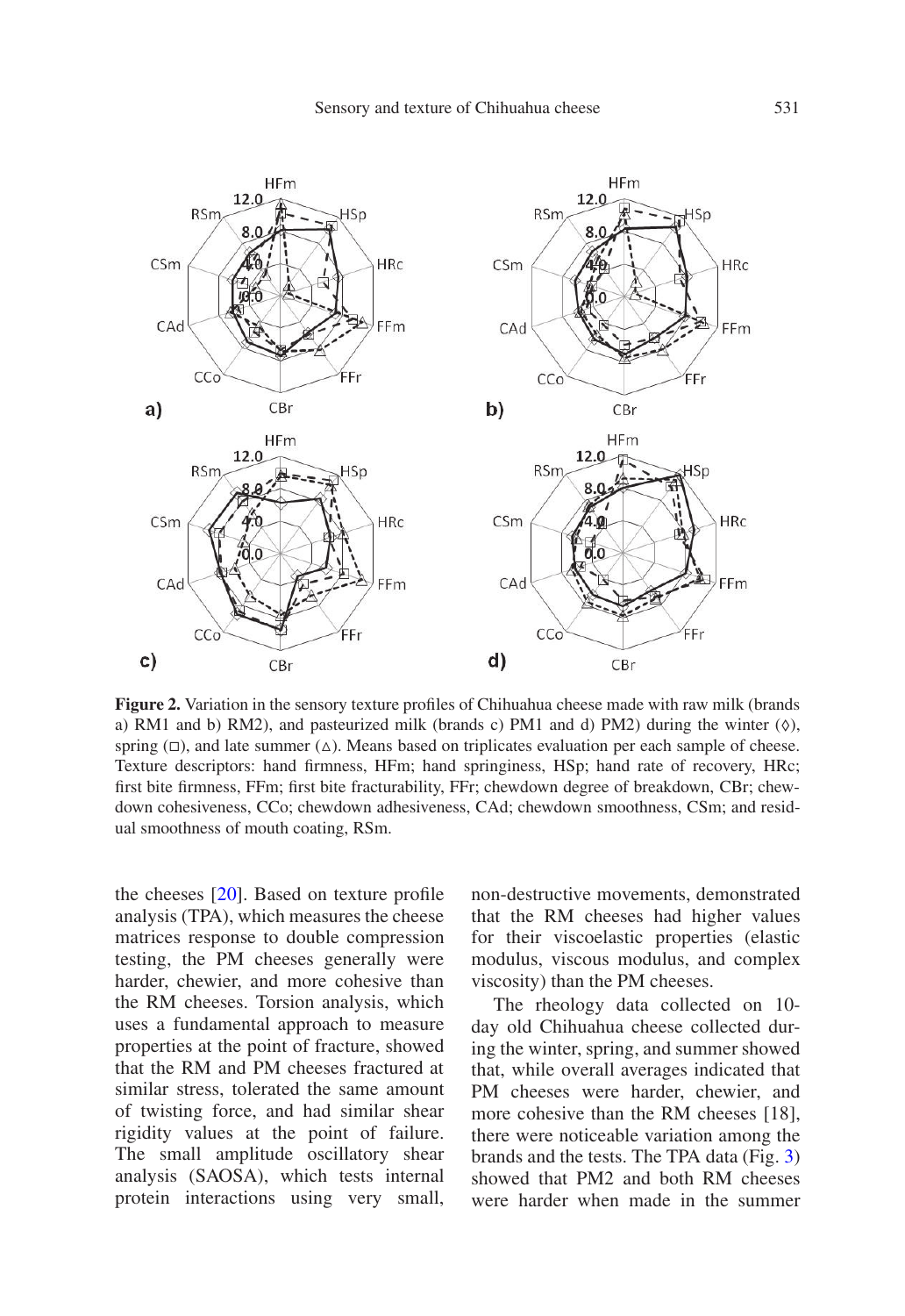Figure 2. Variation in the sensory texture profiles of Chihuahua cheese made with raw milk (brands a) RM1 and b) RM2), and pasteurized milk (brands c) PM1 and d) PM2) during the winter (◊), spring (□), and late summer (△). Means based on triplicates evaluation per each sample of cheese. Texture descriptors: hand firmness, HFm; hand springiness, HSp; hand rate of recovery, HRc; first bite firmness, FFm; first bite fracturability, FFr; chewdown degree of breakdown, CBr; chewdown cohesiveness, CCo; chewdown adhesiveness, CAd; chewdown smoothness, CSm; and residual smoothness of mouth coating, RSm.

the cheeses [20]. Based on texture profile analysis (TPA), which measures the cheese matrices response to double compression testing, the PM cheeses generally were harder, chewier, and more cohesive than the RM cheeses. Torsion analysis, which uses a fundamental approach to measure properties at the point of fracture, showed that the RM and PM cheeses fractured at similar stress, tolerated the same amount of twisting force, and had similar shear rigidity values at the point of failure. The small amplitude oscillatory shear analysis (SAOSA), which tests internal protein interactions using very small, non-destructive movements, demonstrated that the RM cheeses had higher values for their viscoelastic properties (elastic modulus, viscous modulus, and complex viscosity) than the PM cheeses.

The rheology data collected on 10-day old Chihuahua cheese collected during the winter, spring, and summer showed that, while overall averages indicated that PM cheeses were harder, chewier, and more cohesive than the RM cheeses [18], there were noticeable variation among the brands and the tests. The TPA data (Fig. 3) showed that PM2 and both RM cheeses were harder when made in the summer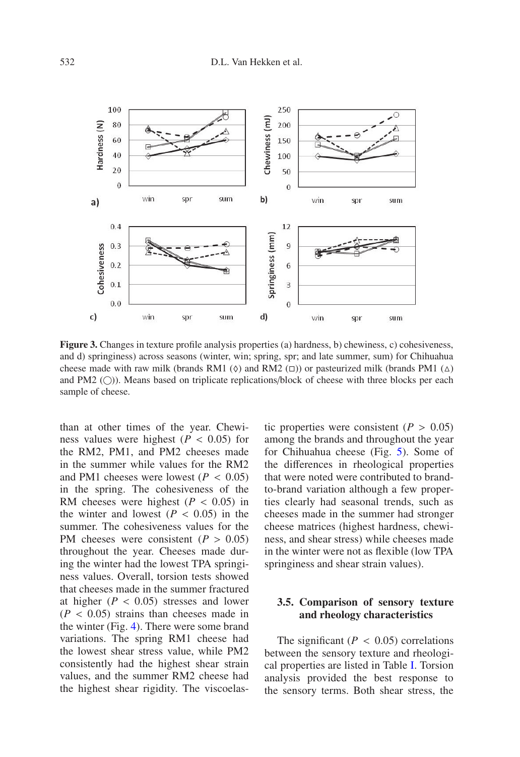**Figure 3.** Changes in texture profile analysis properties (a) hardness, b) chewiness, c) cohesiveness, and d) springiness) across seasons (winter, win; spring, spr; and late summer, sum) for Chihuahua cheese made with raw milk (brands RM1 (◊) and RM2 (□)) or pasteurized milk (brands PM1 (△) and PM2 (◯)). Means based on triplicate replications/block of cheese with three blocks per each sample of cheese.

than at other times of the year. Chewiness values were highest ($P < 0.05$) for the RM2, PM1, and PM2 cheeses made in the summer while values for the RM2 and PM1 cheeses were lowest ($P < 0.05$) in the spring. The cohesiveness of the RM cheeses were highest ($P < 0.05$) in the winter and lowest ($P < 0.05$) in the summer. The cohesiveness values for the PM cheeses were consistent ($P > 0.05$) throughout the year. Cheeses made during the winter had the lowest TPA springiness values. Overall, torsion tests showed that cheeses made in the summer fractured at higher ($P < 0.05$) stresses and lower ($P < 0.05$) strains than cheeses made in the winter (Fig. 4). There were some brand variations. The spring RM1 cheese had the lowest shear stress value, while PM2 consistently had the highest shear strain values, and the summer RM2 cheese had the highest shear rigidity. The viscoelastic properties were consistent ($P > 0.05$) among the brands and throughout the year for Chihuahua cheese (Fig. 5). Some of the differences in rheological properties that were noted were contributed to brand-to-brand variation although a few properties clearly had seasonal trends, such as cheeses made in the summer had stronger cheese matrices (highest hardness, chewiness, and shear stress) while cheeses made in the winter were not as flexible (low TPA springiness and shear strain values).

### 3.5. Comparison of sensory texture and rheology characteristics

The significant ($P < 0.05$) correlations between the sensory texture and rheological properties are listed in Table I. Torsion analysis provided the best response to the sensory terms. Both shear stress, the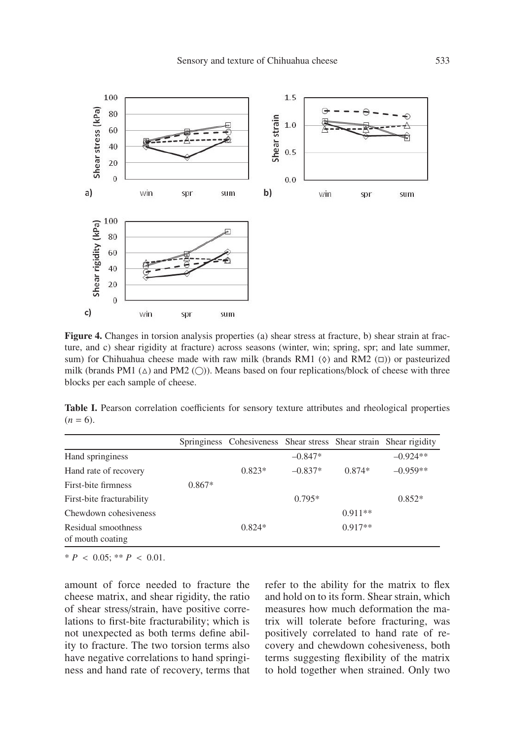**Figure 4.** Changes in torsion analysis properties (a) shear stress at fracture, b) shear strain at fracture, and c) shear rigidity at fracture) across seasons (winter, win; spring, spr; and late summer, sum) for Chihuahua cheese made with raw milk (brands RM1 (◊) and RM2 (□)) or pasteurized milk (brands PM1 (△) and PM2 (◯)). Means based on four replications/block of cheese with three blocks per each sample of cheese.

**Table I.** Pearson correlation coefficients for sensory texture attributes and rheological properties ($n = 6$).

| | Springiness | Cohesiveness | Shear stress | Shear strain | Shear rigidity |
|---|---|---|---|---|---|
| Hand springiness | | | –0.847* | | –0.924** |
| Hand rate of recovery | | 0.823* | –0.837* | 0.874* | –0.959** |
| First-bite firmness | 0.867* | | | | |
| First-bite fracturability | | | 0.795* | | 0.852* |
| Chewdown cohesiveness | | | | 0.911** | |
| Residual smoothness of mouth coating | | 0.824* | | 0.917** | |

* $P < 0.05$; ** $P < 0.01$.

amount of force needed to fracture the cheese matrix, and shear rigidity, the ratio of shear stress/strain, have positive correlations to first-bite fracturability; which is not unexpected as both terms define ability to fracture. The two torsion terms also have negative correlations to hand springiness and hand rate of recovery, terms that refer to the ability for the matrix to flex and hold on to its form. Shear strain, which measures how much deformation the matrix will tolerate before fracturing, was positively correlated to hand rate of recovery and chewdown cohesiveness, both terms suggesting flexibility of the matrix to hold together when strained. Only two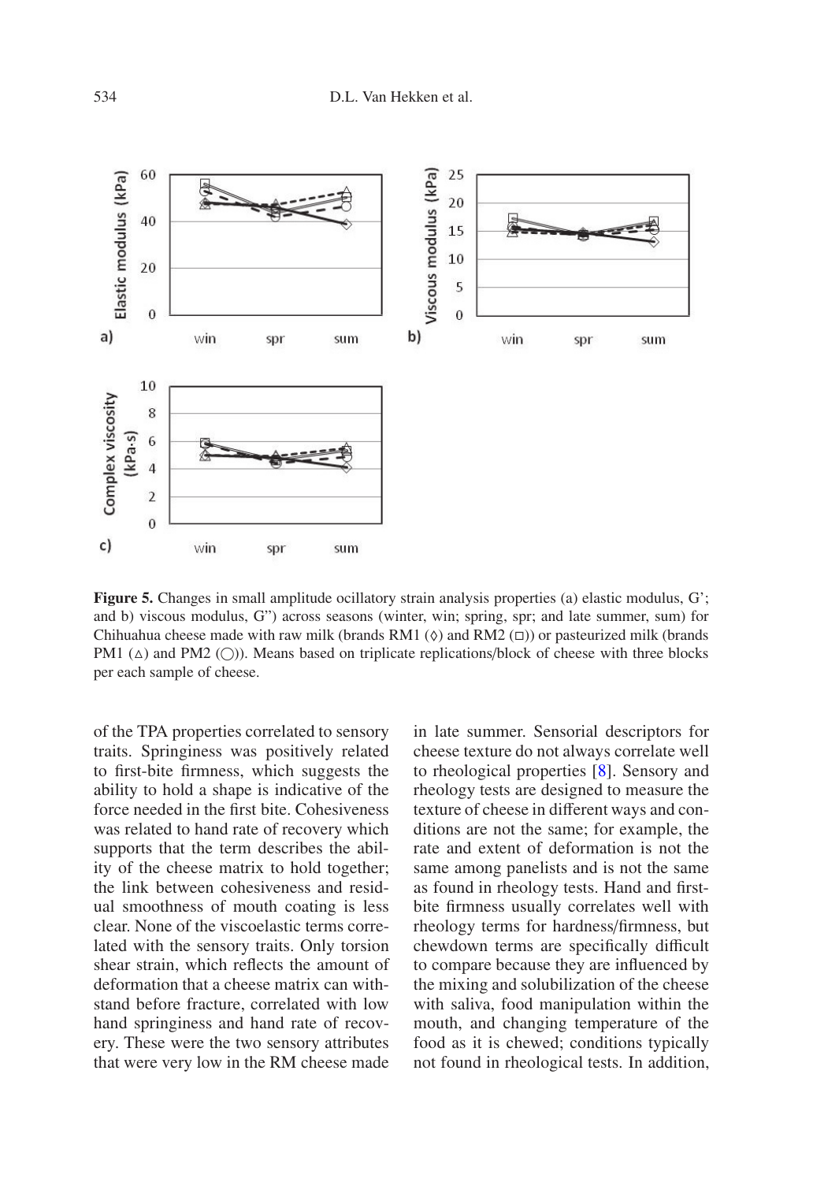**Figure 5.** Changes in small amplitude ocillatory strain analysis properties (a) elastic modulus, G'; and b) viscous modulus, G") across seasons (winter, win; spring, spr; and late summer, sum) for Chihuahua cheese made with raw milk (brands RM1 (◊) and RM2 (□)) or pasteurized milk (brands PM1 (△) and PM2 (◯)). Means based on triplicate replications/block of cheese with three blocks per each sample of cheese.

of the TPA properties correlated to sensory traits. Springiness was positively related to first-bite firmness, which suggests the ability to hold a shape is indicative of the force needed in the first bite. Cohesiveness was related to hand rate of recovery which supports that the term describes the ability of the cheese matrix to hold together; the link between cohesiveness and residual smoothness of mouth coating is less clear. None of the viscoelastic terms correlated with the sensory traits. Only torsion shear strain, which reflects the amount of deformation that a cheese matrix can withstand before fracture, correlated with low hand springiness and hand rate of recovery. These were the two sensory attributes that were very low in the RM cheese made in late summer. Sensorial descriptors for cheese texture do not always correlate well to rheological properties [8]. Sensory and rheology tests are designed to measure the texture of cheese in different ways and conditions are not the same; for example, the rate and extent of deformation is not the same among panelists and is not the same as found in rheology tests. Hand and first-bite firmness usually correlates well with rheology terms for hardness/firmness, but chewdown terms are specifically difficult to compare because they are influenced by the mixing and solubilization of the cheese with saliva, food manipulation within the mouth, and changing temperature of the food as it is chewed; conditions typically not found in rheological tests. In addition,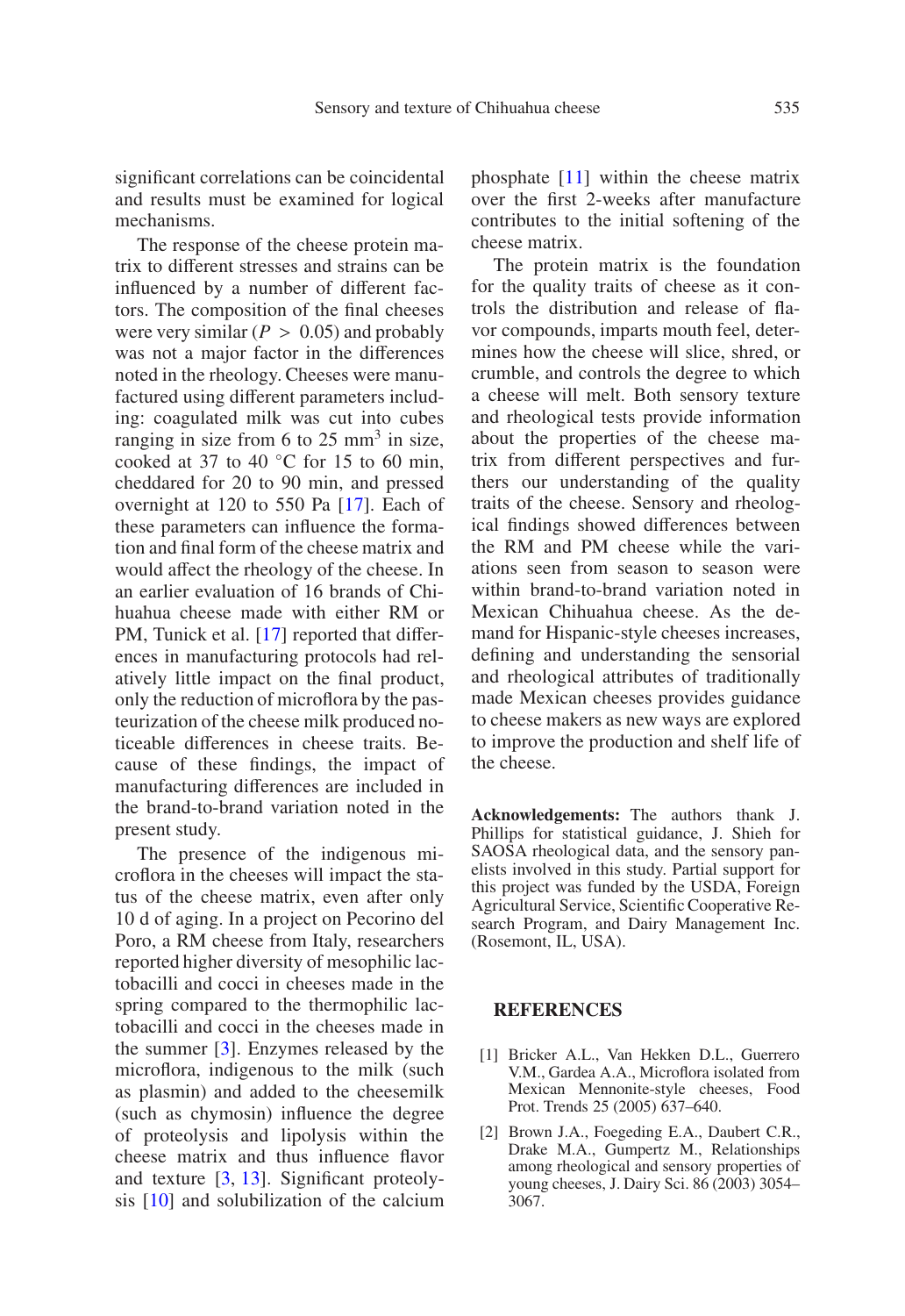significant correlations can be coincidental and results must be examined for logical mechanisms.

The response of the cheese protein matrix to different stresses and strains can be influenced by a number of different factors. The composition of the final cheeses were very similar ($P > 0.05$) and probably was not a major factor in the differences noted in the rheology. Cheeses were manufactured using different parameters including: coagulated milk was cut into cubes ranging in size from 6 to 25 $mm^3$ in size, cooked at 37 to 40 °C for 15 to 60 min, cheddared for 20 to 90 min, and pressed overnight at 120 to 550 Pa [17]. Each of these parameters can influence the formation and final form of the cheese matrix and would affect the rheology of the cheese. In an earlier evaluation of 16 brands of Chihuahua cheese made with either RM or PM, Tunick et al. [17] reported that differences in manufacturing protocols had relatively little impact on the final product, only the reduction of microflora by the pasteurization of the cheese milk produced noticeable differences in cheese traits. Because of these findings, the impact of manufacturing differences are included in the brand-to-brand variation noted in the present study.

The presence of the indigenous microflora in the cheeses will impact the status of the cheese matrix, even after only 10 d of aging. In a project on Pecorino del Poro, a RM cheese from Italy, researchers reported higher diversity of mesophilic lactobacilli and cocci in cheeses made in the spring compared to the thermophilic lactobacilli and cocci in the cheeses made in the summer [3]. Enzymes released by the microflora, indigenous to the milk (such as plasmin) and added to the cheesemilk (such as chymosin) influence the degree of proteolysis and lipolysis within the cheese matrix and thus influence flavor and texture [3, 13]. Significant proteolysis [10] and solubilization of the calcium phosphate [11] within the cheese matrix over the first 2-weeks after manufacture contributes to the initial softening of the cheese matrix.

The protein matrix is the foundation for the quality traits of cheese as it controls the distribution and release of flavor compounds, imparts mouth feel, determines how the cheese will slice, shred, or crumble, and controls the degree to which a cheese will melt. Both sensory texture and rheological tests provide information about the properties of the cheese matrix from different perspectives and furthers our understanding of the quality traits of the cheese. Sensory and rheological findings showed differences between the RM and PM cheese while the variations seen from season to season were within brand-to-brand variation noted in Mexican Chihuahua cheese. As the demand for Hispanic-style cheeses increases, defining and understanding the sensorial and rheological attributes of traditionally made Mexican cheeses provides guidance to cheese makers as new ways are explored to improve the production and shelf life of the cheese.

**Acknowledgements:** The authors thank J. Phillips for statistical guidance, J. Shieh for SAOSA rheological data, and the sensory panelists involved in this study. Partial support for this project was funded by the USDA, Foreign Agricultural Service, Scientific Cooperative Research Program, and Dairy Management Inc. (Rosemont, IL, USA).

## REFERENCES

[1] Bricker A.L., Van Hekken D.L., Guerrero V.M., Gardea A.A., Microflora isolated from Mexican Mennonite-style cheeses, Food Prot. Trends 25 (2005) 637–640.

[2] Brown J.A., Foegeding E.A., Daubert C.R., Drake M.A., Gumpertz M., Relationships among rheological and sensory properties of young cheeses, J. Dairy Sci. 86 (2003) 3054–3067.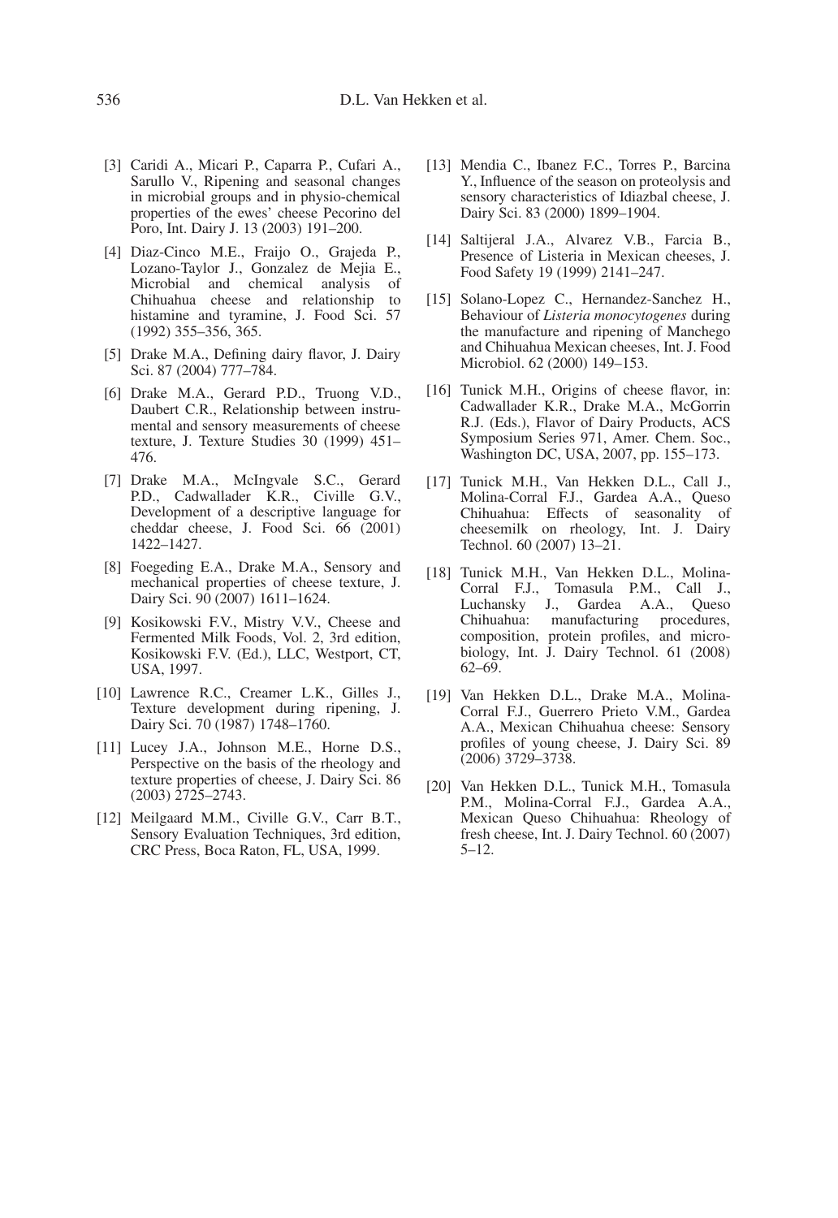[3] Caridi A., Micari P., Caparra P., Cufari A., Sarullo V., Ripening and seasonal changes in microbial groups and in physio-chemical properties of the ewes' cheese Pecorino del Poro, Int. Dairy J. 13 (2003) 191–200.

[4] Diaz-Cinco M.E., Fraijo O., Grajeda P., Lozano-Taylor J., Gonzalez de Mejia E., Microbial and chemical analysis of Chihuahua cheese and relationship to histamine and tyramine, J. Food Sci. 57 (1992) 355–356, 365.

[5] Drake M.A., Defining dairy flavor, J. Dairy Sci. 87 (2004) 777–784.

[6] Drake M.A., Gerard P.D., Truong V.D., Daubert C.R., Relationship between instrumental and sensory measurements of cheese texture, J. Texture Studies 30 (1999) 451–476.

[7] Drake M.A., McIngvale S.C., Gerard P.D., Cadwallader K.R., Civille G.V., Development of a descriptive language for cheddar cheese, J. Food Sci. 66 (2001) 1422–1427.

[8] Foegeding E.A., Drake M.A., Sensory and mechanical properties of cheese texture, J. Dairy Sci. 90 (2007) 1611–1624.

[9] Kosikowski F.V., Mistry V.V., Cheese and Fermented Milk Foods, Vol. 2, 3rd edition, Kosikowski F.V. (Ed.), LLC, Westport, CT, USA, 1997.

[10] Lawrence R.C., Creamer L.K., Gilles J., Texture development during ripening, J. Dairy Sci. 70 (1987) 1748–1760.

[11] Lucey J.A., Johnson M.E., Horne D.S., Perspective on the basis of the rheology and texture properties of cheese, J. Dairy Sci. 86 (2003) 2725–2743.

[12] Meilgaard M.M., Civille G.V., Carr B.T., Sensory Evaluation Techniques, 3rd edition, CRC Press, Boca Raton, FL, USA, 1999.

[13] Mendia C., Ibanez F.C., Torres P., Barcina Y., Influence of the season on proteolysis and sensory characteristics of Idiazbal cheese, J. Dairy Sci. 83 (2000) 1899–1904.

[14] Saltijeral J.A., Alvarez V.B., Farcia B., Presence of Listeria in Mexican cheeses, J. Food Safety 19 (1999) 2141–247.

[15] Solano-Lopez C., Hernandez-Sanchez H., Behaviour of *Listeria monocytogenes* during the manufacture and ripening of Manchego and Chihuahua Mexican cheeses, Int. J. Food Microbiol. 62 (2000) 149–153.

[16] Tunick M.H., Origins of cheese flavor, in: Cadwallader K.R., Drake M.A., McGorrin R.J. (Eds.), Flavor of Dairy Products, ACS Symposium Series 971, Amer. Chem. Soc., Washington DC, USA, 2007, pp. 155–173.

[17] Tunick M.H., Van Hekken D.L., Call J., Molina-Corral F.J., Gardea A.A., Queso Chihuahua: Effects of seasonality of cheesemilk on rheology, Int. J. Dairy Technol. 60 (2007) 13–21.

[18] Tunick M.H., Van Hekken D.L., Molina-Corral F.J., Tomasula P.M., Call J., Luchansky J., Gardea A.A., Queso Chihuahua: manufacturing procedures, composition, protein profiles, and microbiology, Int. J. Dairy Technol. 61 (2008) 62–69.

[19] Van Hekken D.L., Drake M.A., Molina-Corral F.J., Guerrero Prieto V.M., Gardea A.A., Mexican Chihuahua cheese: Sensory profiles of young cheese, J. Dairy Sci. 89 (2006) 3729–3738.

[20] Van Hekken D.L., Tunick M.H., Tomasula P.M., Molina-Corral F.J., Gardea A.A., Mexican Queso Chihuahua: Rheology of fresh cheese, Int. J. Dairy Technol. 60 (2007) 5–12.